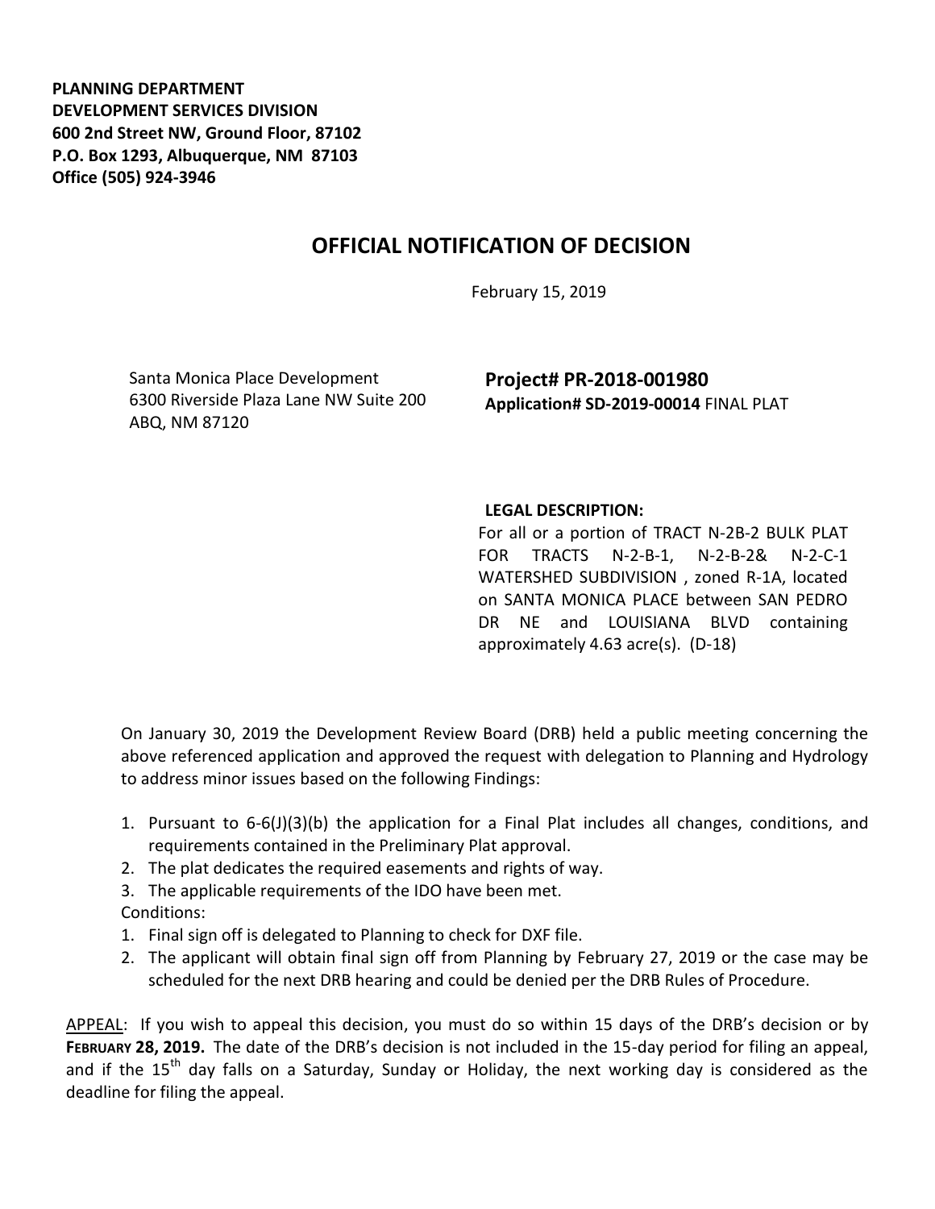**PLANNING DEPARTMENT**
**DEVELOPMENT SERVICES DIVISION**
**600 2nd Street NW, Ground Floor, 87102**
**P.O. Box 1293, Albuquerque, NM 87103**
**Office (505) 924-3946**

# OFFICIAL NOTIFICATION OF DECISION

February 15, 2019

Santa Monica Place Development
6300 Riverside Plaza Lane NW Suite 200
ABQ, NM 87120

**Project# PR-2018-001980**
**Application# SD-2019-00014** FINAL PLAT

**LEGAL DESCRIPTION:**
For all or a portion of TRACT N-2B-2 BULK PLAT FOR TRACTS N-2-B-1, N-2-B-2& N-2-C-1 WATERSHED SUBDIVISION , zoned R-1A, located on SANTA MONICA PLACE between SAN PEDRO DR NE and LOUISIANA BLVD containing approximately 4.63 acre(s). (D-18)

On January 30, 2019 the Development Review Board (DRB) held a public meeting concerning the above referenced application and approved the request with delegation to Planning and Hydrology to address minor issues based on the following Findings:

1. Pursuant to 6-6(J)(3)(b) the application for a Final Plat includes all changes, conditions, and requirements contained in the Preliminary Plat approval.
2. The plat dedicates the required easements and rights of way.
3. The applicable requirements of the IDO have been met.

Conditions:

1. Final sign off is delegated to Planning to check for DXF file.
2. The applicant will obtain final sign off from Planning by February 27, 2019 or the case may be scheduled for the next DRB hearing and could be denied per the DRB Rules of Procedure.

APPEAL: If you wish to appeal this decision, you must do so within 15 days of the DRB's decision or by **FEBRUARY 28, 2019.** The date of the DRB's decision is not included in the 15-day period for filing an appeal, and if the 15th day falls on a Saturday, Sunday or Holiday, the next working day is considered as the deadline for filing the appeal.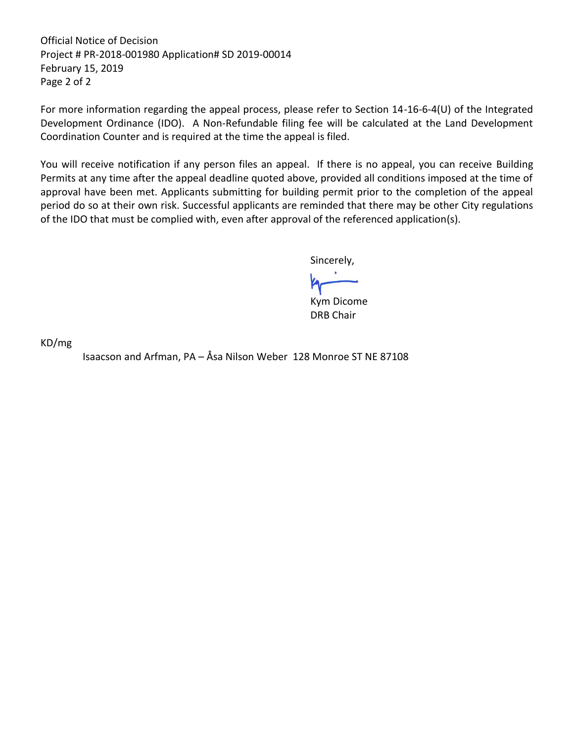For more information regarding the appeal process, please refer to Section 14-16-6-4(U) of the Integrated Development Ordinance (IDO). A Non-Refundable filing fee will be calculated at the Land Development Coordination Counter and is required at the time the appeal is filed.

You will receive notification if any person files an appeal. If there is no appeal, you can receive Building Permits at any time after the appeal deadline quoted above, provided all conditions imposed at the time of approval have been met. Applicants submitting for building permit prior to the completion of the appeal period do so at their own risk. Successful applicants are reminded that there may be other City regulations of the IDO that must be complied with, even after approval of the referenced application(s).

Sincerely,

Kym Dicome
DRB Chair

KD/mg

Isaacson and Arfman, PA – Åsa Nilson Weber 128 Monroe ST NE 87108